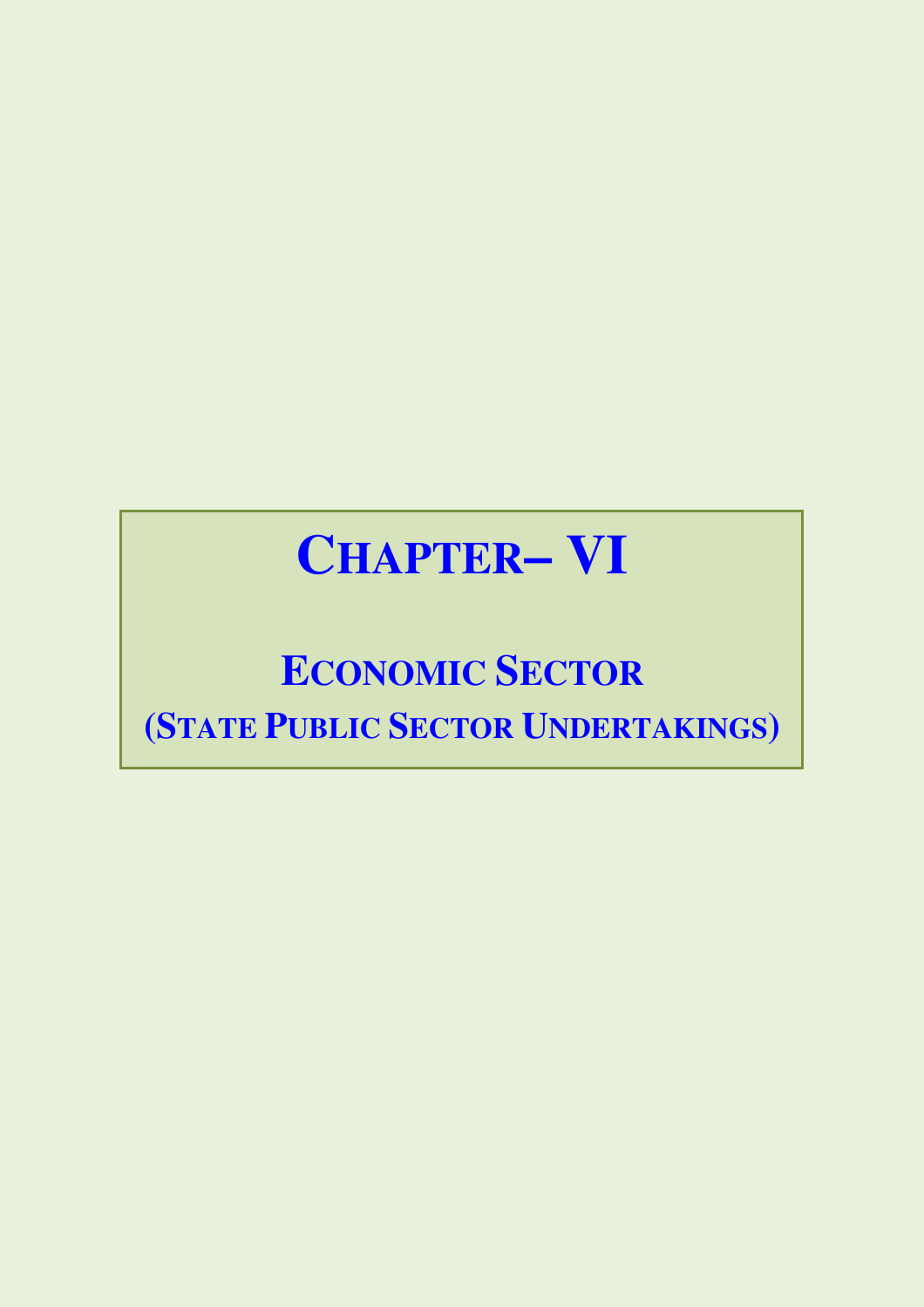# CHAPTER– VI

## ECONOMIC SECTOR
## (STATE PUBLIC SECTOR UNDERTAKINGS)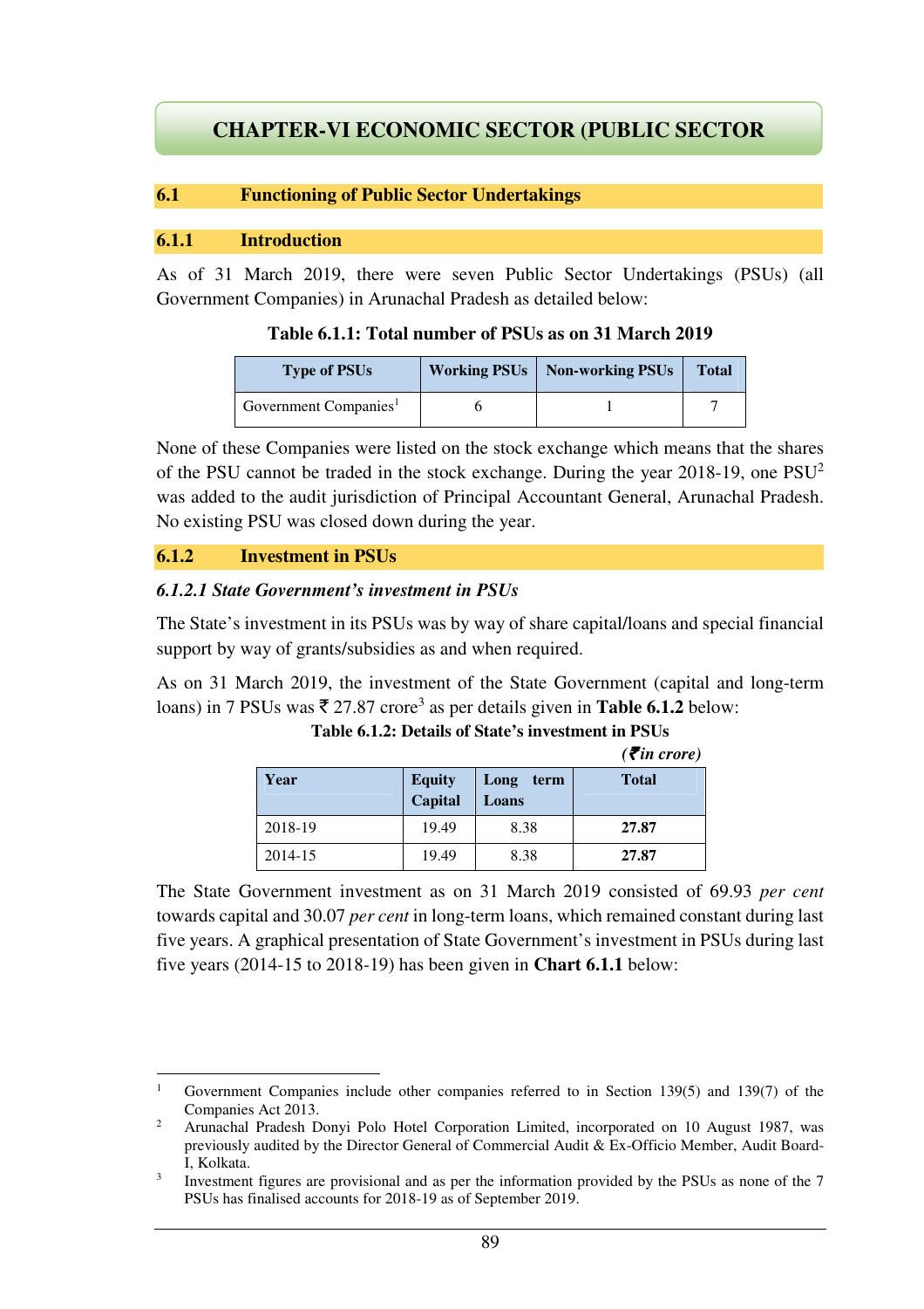# CHAPTER-VI ECONOMIC SECTOR (PUBLIC SECTOR

## 6.1 Functioning of Public Sector Undertakings

### 6.1.1 Introduction

As of 31 March 2019, there were seven Public Sector Undertakings (PSUs) (all Government Companies) in Arunachal Pradesh as detailed below:

**Table 6.1.1: Total number of PSUs as on 31 March 2019**

| Type of PSUs | Working PSUs | Non-working PSUs | Total |
|---|---|---|---|
| Government Companies[1] | 6 | 1 | 7 |

None of these Companies were listed on the stock exchange which means that the shares of the PSU cannot be traded in the stock exchange. During the year 2018-19, one PSU[2] was added to the audit jurisdiction of Principal Accountant General, Arunachal Pradesh. No existing PSU was closed down during the year.

### 6.1.2 Investment in PSUs

*6.1.2.1 State Government's investment in PSUs*

The State's investment in its PSUs was by way of share capital/loans and special financial support by way of grants/subsidies as and when required.

As on 31 March 2019, the investment of the State Government (capital and long-term loans) in 7 PSUs was ₹ 27.87 crore[3] as per details given in **Table 6.1.2** below:

**Table 6.1.2: Details of State's investment in PSUs**

*(₹in crore)*

| Year | Equity Capital | Long term Loans | Total |
|---|---|---|---|
| 2018-19 | 19.49 | 8.38 | **27.87** |
| 2014-15 | 19.49 | 8.38 | **27.87** |

The State Government investment as on 31 March 2019 consisted of 69.93 *per cent* towards capital and 30.07 *per cent* in long-term loans, which remained constant during last five years. A graphical presentation of State Government's investment in PSUs during last five years (2014-15 to 2018-19) has been given in **Chart 6.1.1** below:

---

[1] Government Companies include other companies referred to in Section 139(5) and 139(7) of the Companies Act 2013.

[2] Arunachal Pradesh Donyi Polo Hotel Corporation Limited, incorporated on 10 August 1987, was previously audited by the Director General of Commercial Audit & Ex-Officio Member, Audit Board-I, Kolkata.

[3] Investment figures are provisional and as per the information provided by the PSUs as none of the 7 PSUs has finalised accounts for 2018-19 as of September 2019.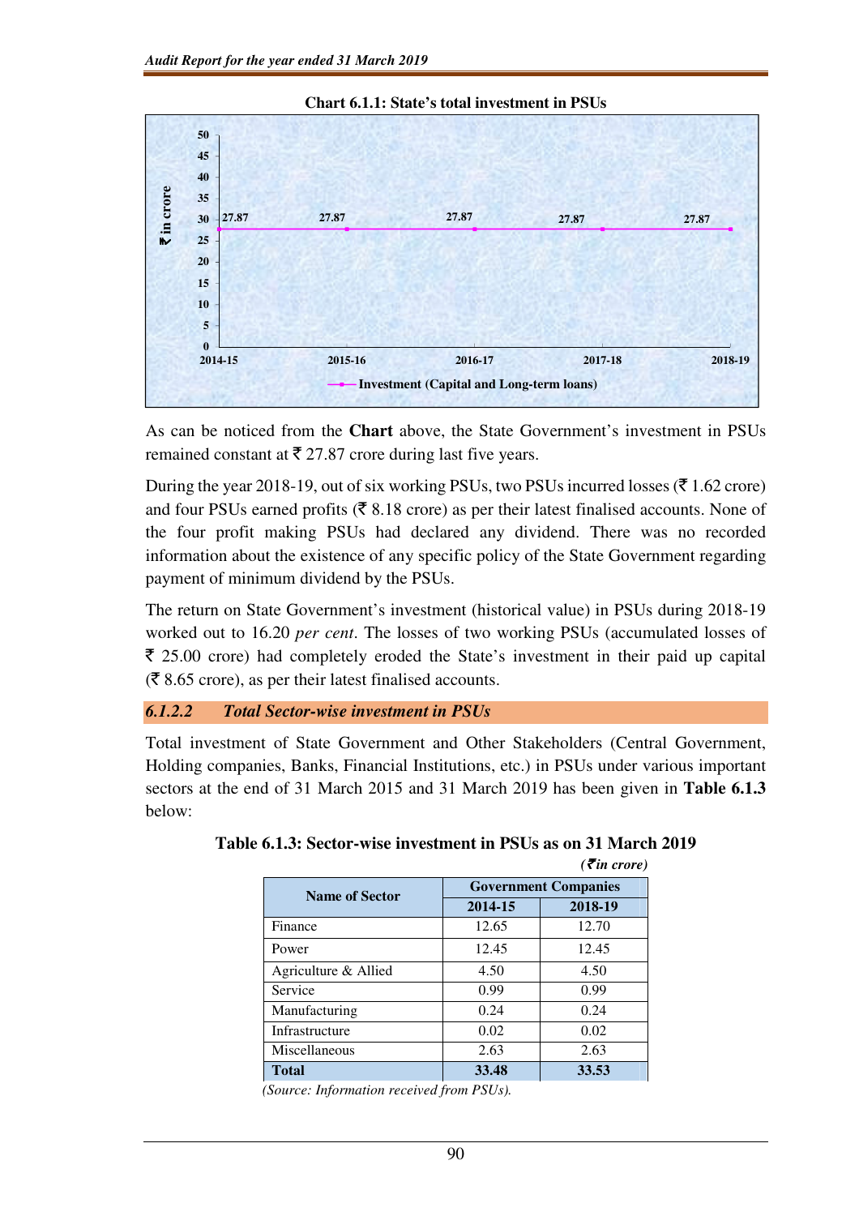**Chart 6.1.1: State's total investment in PSUs**

| Year | Investment (Capital and Long-term loans) (₹ in crore) |
|---|---|
| 2014-15 | 27.87 |
| 2015-16 | 27.87 |
| 2016-17 | 27.87 |
| 2017-18 | 27.87 |
| 2018-19 | 27.87 |

As can be noticed from the **Chart** above, the State Government's investment in PSUs remained constant at ₹ 27.87 crore during last five years.

During the year 2018-19, out of six working PSUs, two PSUs incurred losses (₹ 1.62 crore) and four PSUs earned profits (₹ 8.18 crore) as per their latest finalised accounts. None of the four profit making PSUs had declared any dividend. There was no recorded information about the existence of any specific policy of the State Government regarding payment of minimum dividend by the PSUs.

The return on State Government's investment (historical value) in PSUs during 2018-19 worked out to 16.20 *per cent*. The losses of two working PSUs (accumulated losses of ₹ 25.00 crore) had completely eroded the State's investment in their paid up capital (₹ 8.65 crore), as per their latest finalised accounts.

### *6.1.2.2 Total Sector-wise investment in PSUs*

Total investment of State Government and Other Stakeholders (Central Government, Holding companies, Banks, Financial Institutions, etc.) in PSUs under various important sectors at the end of 31 March 2015 and 31 March 2019 has been given in **Table 6.1.3** below:

**Table 6.1.3: Sector-wise investment in PSUs as on 31 March 2019**

*(₹ in crore)*

| Name of Sector | Government Companies | |
|---|---|---|
| | **2014-15** | **2018-19** |
| Finance | 12.65 | 12.70 |
| Power | 12.45 | 12.45 |
| Agriculture & Allied | 4.50 | 4.50 |
| Service | 0.99 | 0.99 |
| Manufacturing | 0.24 | 0.24 |
| Infrastructure | 0.02 | 0.02 |
| Miscellaneous | 2.63 | 2.63 |
| **Total** | **33.48** | **33.53** |

*(Source: Information received from PSUs).*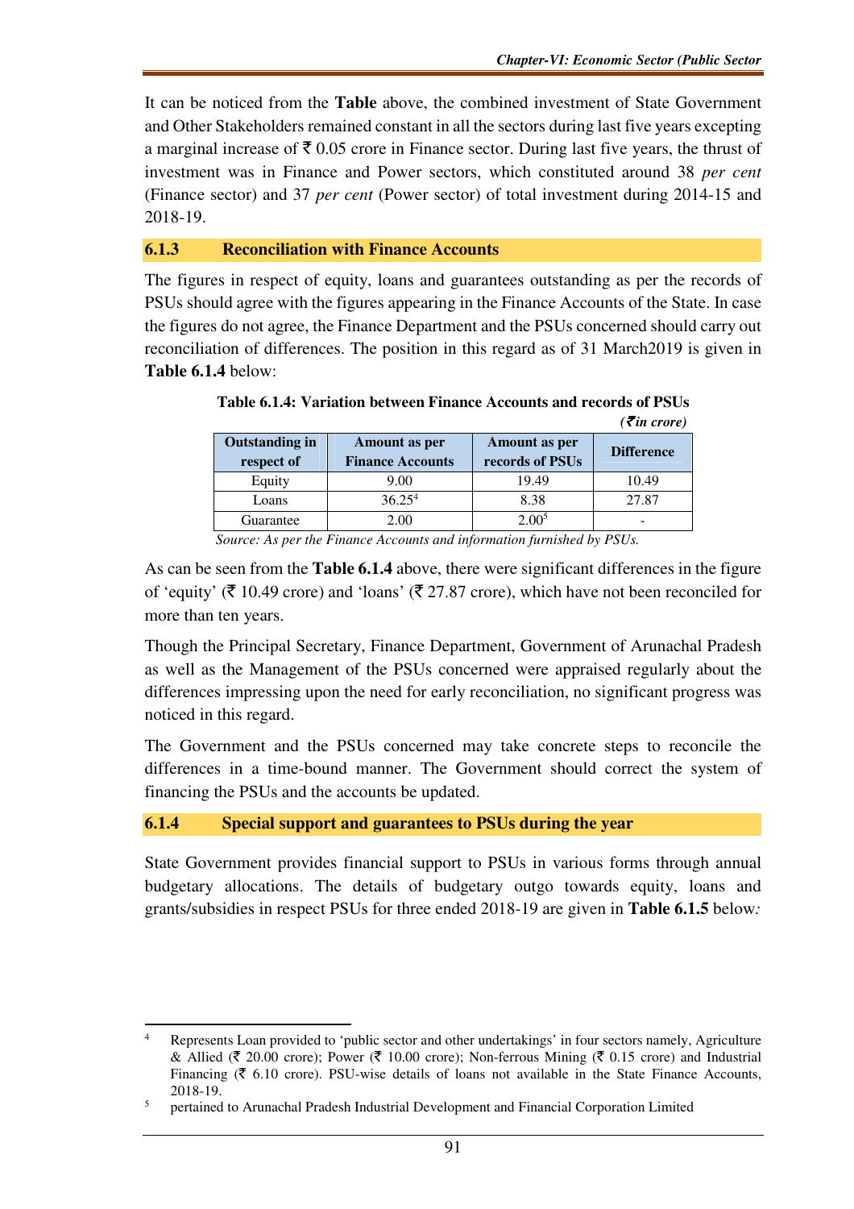It can be noticed from the **Table** above, the combined investment of State Government and Other Stakeholders remained constant in all the sectors during last five years excepting a marginal increase of ₹ 0.05 crore in Finance sector. During last five years, the thrust of investment was in Finance and Power sectors, which constituted around 38 *per cent* (Finance sector) and 37 *per cent* (Power sector) of total investment during 2014-15 and 2018-19.

### 6.1.3 Reconciliation with Finance Accounts

The figures in respect of equity, loans and guarantees outstanding as per the records of PSUs should agree with the figures appearing in the Finance Accounts of the State. In case the figures do not agree, the Finance Department and the PSUs concerned should carry out reconciliation of differences. The position in this regard as of 31 March2019 is given in **Table 6.1.4** below:

**Table 6.1.4: Variation between Finance Accounts and records of PSUs**

*(₹in crore)*

| Outstanding in respect of | Amount as per Finance Accounts | Amount as per records of PSUs | Difference |
|---|---|---|---|
| Equity | 9.00 | 19.49 | 10.49 |
| Loans | 36.25[4] | 8.38 | 27.87 |
| Guarantee | 2.00 | 2.00[5] | - |

*Source: As per the Finance Accounts and information furnished by PSUs.*

As can be seen from the **Table 6.1.4** above, there were significant differences in the figure of 'equity' (₹ 10.49 crore) and 'loans' (₹ 27.87 crore), which have not been reconciled for more than ten years.

Though the Principal Secretary, Finance Department, Government of Arunachal Pradesh as well as the Management of the PSUs concerned were appraised regularly about the differences impressing upon the need for early reconciliation, no significant progress was noticed in this regard.

The Government and the PSUs concerned may take concrete steps to reconcile the differences in a time-bound manner. The Government should correct the system of financing the PSUs and the accounts be updated.

### 6.1.4 Special support and guarantees to PSUs during the year

State Government provides financial support to PSUs in various forms through annual budgetary allocations. The details of budgetary outgo towards equity, loans and grants/subsidies in respect PSUs for three ended 2018-19 are given in **Table 6.1.5** below*:*

---

[4] Represents Loan provided to 'public sector and other undertakings' in four sectors namely, Agriculture & Allied (₹ 20.00 crore); Power (₹ 10.00 crore); Non-ferrous Mining (₹ 0.15 crore) and Industrial Financing (₹ 6.10 crore). PSU-wise details of loans not available in the State Finance Accounts, 2018-19.

[5] pertained to Arunachal Pradesh Industrial Development and Financial Corporation Limited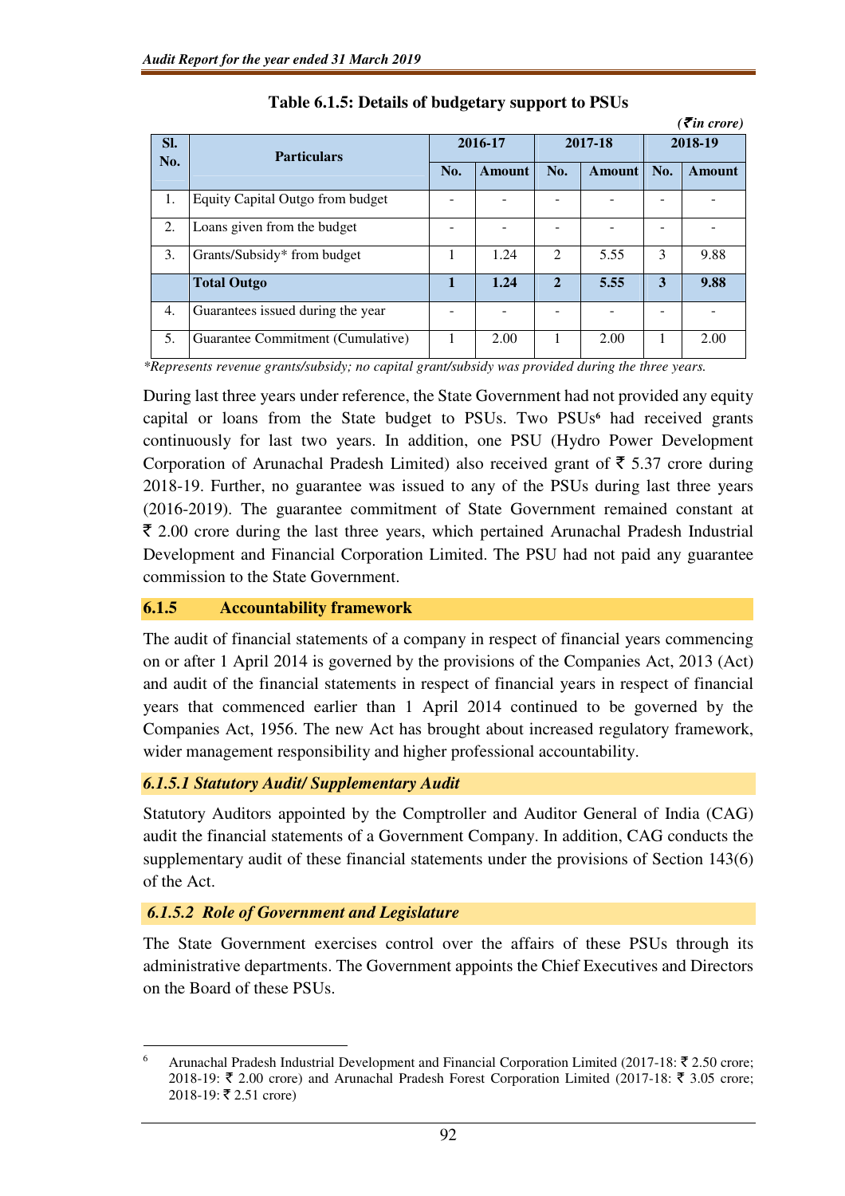**Table 6.1.5: Details of budgetary support to PSUs**

*(₹ in crore)*

| Sl. No. | Particulars | 2016-17 | | 2017-18 | | 2018-19 | |
|---|---|---|---|---|---|---|---|
| | | No. | Amount | No. | Amount | No. | Amount |
| 1. | Equity Capital Outgo from budget | - | - | - | - | - | - |
| 2. | Loans given from the budget | - | - | - | - | - | - |
| 3. | Grants/Subsidy* from budget | 1 | 1.24 | 2 | 5.55 | 3 | 9.88 |
| | **Total Outgo** | **1** | **1.24** | **2** | **5.55** | **3** | **9.88** |
| 4. | Guarantees issued during the year | - | - | - | - | - | - |
| 5. | Guarantee Commitment (Cumulative) | 1 | 2.00 | 1 | 2.00 | 1 | 2.00 |

*\*Represents revenue grants/subsidy; no capital grant/subsidy was provided during the three years.*

During last three years under reference, the State Government had not provided any equity capital or loans from the State budget to PSUs. Two PSUs[6] had received grants continuously for last two years. In addition, one PSU (Hydro Power Development Corporation of Arunachal Pradesh Limited) also received grant of ₹ 5.37 crore during 2018-19. Further, no guarantee was issued to any of the PSUs during last three years (2016-2019). The guarantee commitment of State Government remained constant at ₹ 2.00 crore during the last three years, which pertained Arunachal Pradesh Industrial Development and Financial Corporation Limited. The PSU had not paid any guarantee commission to the State Government.

## 6.1.5 Accountability framework

The audit of financial statements of a company in respect of financial years commencing on or after 1 April 2014 is governed by the provisions of the Companies Act, 2013 (Act) and audit of the financial statements in respect of financial years in respect of financial years that commenced earlier than 1 April 2014 continued to be governed by the Companies Act, 1956. The new Act has brought about increased regulatory framework, wider management responsibility and higher professional accountability.

### *6.1.5.1 Statutory Audit/ Supplementary Audit*

Statutory Auditors appointed by the Comptroller and Auditor General of India (CAG) audit the financial statements of a Government Company. In addition, CAG conducts the supplementary audit of these financial statements under the provisions of Section 143(6) of the Act.

### *6.1.5.2 Role of Government and Legislature*

The State Government exercises control over the affairs of these PSUs through its administrative departments. The Government appoints the Chief Executives and Directors on the Board of these PSUs.

---

[6] Arunachal Pradesh Industrial Development and Financial Corporation Limited (2017-18: ₹ 2.50 crore; 2018-19: ₹ 2.00 crore) and Arunachal Pradesh Forest Corporation Limited (2017-18: ₹ 3.05 crore; 2018-19: ₹ 2.51 crore)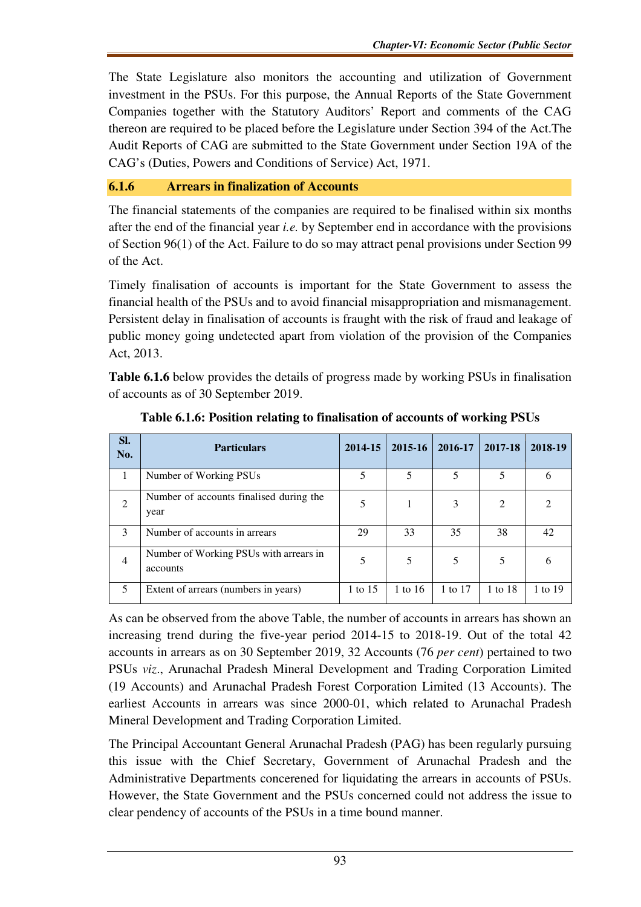The State Legislature also monitors the accounting and utilization of Government investment in the PSUs. For this purpose, the Annual Reports of the State Government Companies together with the Statutory Auditors' Report and comments of the CAG thereon are required to be placed before the Legislature under Section 394 of the Act.The Audit Reports of CAG are submitted to the State Government under Section 19A of the CAG's (Duties, Powers and Conditions of Service) Act, 1971.

### 6.1.6 Arrears in finalization of Accounts

The financial statements of the companies are required to be finalised within six months after the end of the financial year *i.e.* by September end in accordance with the provisions of Section 96(1) of the Act. Failure to do so may attract penal provisions under Section 99 of the Act.

Timely finalisation of accounts is important for the State Government to assess the financial health of the PSUs and to avoid financial misappropriation and mismanagement. Persistent delay in finalisation of accounts is fraught with the risk of fraud and leakage of public money going undetected apart from violation of the provision of the Companies Act, 2013.

**Table 6.1.6** below provides the details of progress made by working PSUs in finalisation of accounts as of 30 September 2019.

**Table 6.1.6: Position relating to finalisation of accounts of working PSUs**

| Sl. No. | Particulars | 2014-15 | 2015-16 | 2016-17 | 2017-18 | 2018-19 |
|---|---|---|---|---|---|---|
| 1 | Number of Working PSUs | 5 | 5 | 5 | 5 | 6 |
| 2 | Number of accounts finalised during the year | 5 | 1 | 3 | 2 | 2 |
| 3 | Number of accounts in arrears | 29 | 33 | 35 | 38 | 42 |
| 4 | Number of Working PSUs with arrears in accounts | 5 | 5 | 5 | 5 | 6 |
| 5 | Extent of arrears (numbers in years) | 1 to 15 | 1 to 16 | 1 to 17 | 1 to 18 | 1 to 19 |

As can be observed from the above Table, the number of accounts in arrears has shown an increasing trend during the five-year period 2014-15 to 2018-19. Out of the total 42 accounts in arrears as on 30 September 2019, 32 Accounts (76 *per cent*) pertained to two PSUs *viz*., Arunachal Pradesh Mineral Development and Trading Corporation Limited (19 Accounts) and Arunachal Pradesh Forest Corporation Limited (13 Accounts). The earliest Accounts in arrears was since 2000-01, which related to Arunachal Pradesh Mineral Development and Trading Corporation Limited.

The Principal Accountant General Arunachal Pradesh (PAG) has been regularly pursuing this issue with the Chief Secretary, Government of Arunachal Pradesh and the Administrative Departments concerened for liquidating the arrears in accounts of PSUs. However, the State Government and the PSUs concerned could not address the issue to clear pendency of accounts of the PSUs in a time bound manner.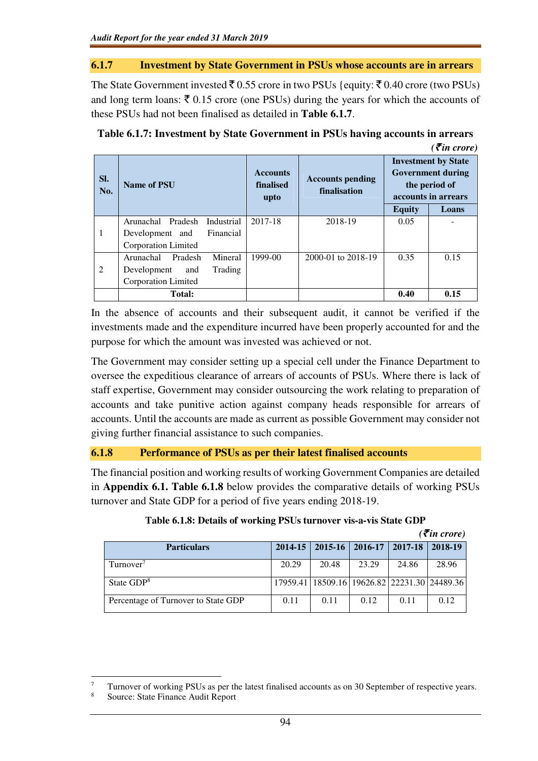### 6.1.7 Investment by State Government in PSUs whose accounts are in arrears

The State Government invested ₹ 0.55 crore in two PSUs {equity: ₹ 0.40 crore (two PSUs) and long term loans: ₹ 0.15 crore (one PSUs) during the years for which the accounts of these PSUs had not been finalised as detailed in **Table 6.1.7**.

**Table 6.1.7: Investment by State Government in PSUs having accounts in arrears**

*(₹ in crore)*

| Sl. No. | Name of PSU | Accounts finalised upto | Accounts pending finalisation | Investment by State Government during the period of accounts in arrears | |
|---|---|---|---|---|---|
| | | | | Equity | Loans |
| 1 | Arunachal Pradesh Industrial Development and Financial Corporation Limited | 2017-18 | 2018-19 | 0.05 | - |
| 2 | Arunachal Pradesh Mineral Development and Trading Corporation Limited | 1999-00 | 2000-01 to 2018-19 | 0.35 | 0.15 |
| | **Total:** | | | **0.40** | **0.15** |

In the absence of accounts and their subsequent audit, it cannot be verified if the investments made and the expenditure incurred have been properly accounted for and the purpose for which the amount was invested was achieved or not.

The Government may consider setting up a special cell under the Finance Department to oversee the expeditious clearance of arrears of accounts of PSUs. Where there is lack of staff expertise, Government may consider outsourcing the work relating to preparation of accounts and take punitive action against company heads responsible for arrears of accounts. Until the accounts are made as current as possible Government may consider not giving further financial assistance to such companies.

### 6.1.8 Performance of PSUs as per their latest finalised accounts

The financial position and working results of working Government Companies are detailed in **Appendix 6.1. Table 6.1.8** below provides the comparative details of working PSUs turnover and State GDP for a period of five years ending 2018-19.

**Table 6.1.8: Details of working PSUs turnover vis-a-vis State GDP**

*(₹ in crore)*

| Particulars | 2014-15 | 2015-16 | 2016-17 | 2017-18 | 2018-19 |
|---|---|---|---|---|---|
| Turnover[7] | 20.29 | 20.48 | 23.29 | 24.86 | 28.96 |
| State GDP[8] | 17959.41 | 18509.16 | 19626.82 | 22231.30 | 24489.36 |
| Percentage of Turnover to State GDP | 0.11 | 0.11 | 0.12 | 0.11 | 0.12 |

[7] Turnover of working PSUs as per the latest finalised accounts as on 30 September of respective years.

[8] Source: State Finance Audit Report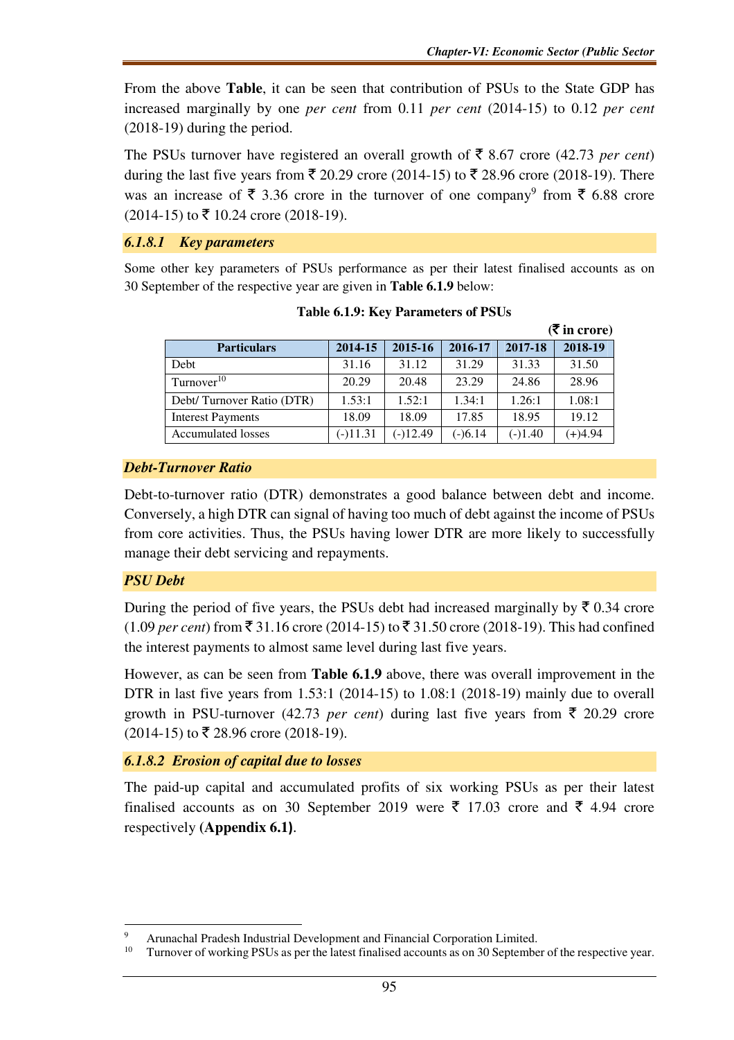From the above **Table**, it can be seen that contribution of PSUs to the State GDP has increased marginally by one *per cent* from 0.11 *per cent* (2014-15) to 0.12 *per cent* (2018-19) during the period.

The PSUs turnover have registered an overall growth of ₹ 8.67 crore (42.73 *per cent*) during the last five years from ₹ 20.29 crore (2014-15) to ₹ 28.96 crore (2018-19). There was an increase of ₹ 3.36 crore in the turnover of one company[9] from ₹ 6.88 crore (2014-15) to ₹ 10.24 crore (2018-19).

### *6.1.8.1 Key parameters*

Some other key parameters of PSUs performance as per their latest finalised accounts as on 30 September of the respective year are given in **Table 6.1.9** below:

**Table 6.1.9: Key Parameters of PSUs**

**(₹ in crore)**

| Particulars | 2014-15 | 2015-16 | 2016-17 | 2017-18 | 2018-19 |
|---|---|---|---|---|---|
| Debt | 31.16 | 31.12 | 31.29 | 31.33 | 31.50 |
| Turnover[10] | 20.29 | 20.48 | 23.29 | 24.86 | 28.96 |
| Debt/ Turnover Ratio (DTR) | 1.53:1 | 1.52:1 | 1.34:1 | 1.26:1 | 1.08:1 |
| Interest Payments | 18.09 | 18.09 | 17.85 | 18.95 | 19.12 |
| Accumulated losses | (-)11.31 | (-)12.49 | (-)6.14 | (-)1.40 | (+)4.94 |

### *Debt-Turnover Ratio*

Debt-to-turnover ratio (DTR) demonstrates a good balance between debt and income. Conversely, a high DTR can signal of having too much of debt against the income of PSUs from core activities. Thus, the PSUs having lower DTR are more likely to successfully manage their debt servicing and repayments.

### *PSU Debt*

During the period of five years, the PSUs debt had increased marginally by ₹ 0.34 crore (1.09 *per cent*) from ₹ 31.16 crore (2014-15) to ₹ 31.50 crore (2018-19). This had confined the interest payments to almost same level during last five years.

However, as can be seen from **Table 6.1.9** above, there was overall improvement in the DTR in last five years from 1.53:1 (2014-15) to 1.08:1 (2018-19) mainly due to overall growth in PSU-turnover (42.73 *per cent*) during last five years from ₹ 20.29 crore (2014-15) to ₹ 28.96 crore (2018-19).

### *6.1.8.2 Erosion of capital due to losses*

The paid-up capital and accumulated profits of six working PSUs as per their latest finalised accounts as on 30 September 2019 were ₹ 17.03 crore and ₹ 4.94 crore respectively **(Appendix 6.1)**.

---

[9] Arunachal Pradesh Industrial Development and Financial Corporation Limited.

[10] Turnover of working PSUs as per the latest finalised accounts as on 30 September of the respective year.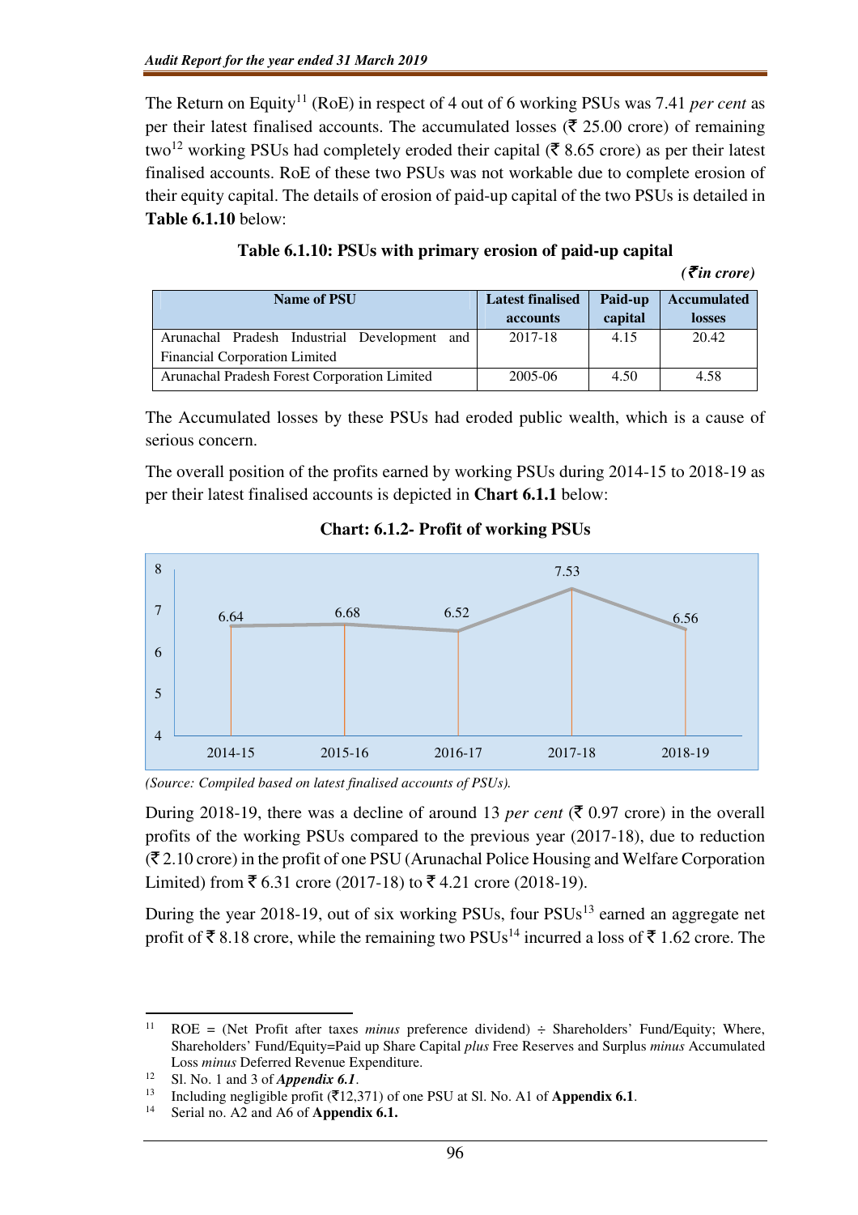The Return on Equity[11] (RoE) in respect of 4 out of 6 working PSUs was 7.41 *per cent* as per their latest finalised accounts. The accumulated losses (₹ 25.00 crore) of remaining two[12] working PSUs had completely eroded their capital (₹ 8.65 crore) as per their latest finalised accounts. RoE of these two PSUs was not workable due to complete erosion of their equity capital. The details of erosion of paid-up capital of the two PSUs is detailed in **Table 6.1.10** below:

**Table 6.1.10: PSUs with primary erosion of paid-up capital**

*(₹in crore)*

| Name of PSU | Latest finalised accounts | Paid-up capital | Accumulated losses |
|---|---|---|---|
| Arunachal Pradesh Industrial Development and Financial Corporation Limited | 2017-18 | 4.15 | 20.42 |
| Arunachal Pradesh Forest Corporation Limited | 2005-06 | 4.50 | 4.58 |

The Accumulated losses by these PSUs had eroded public wealth, which is a cause of serious concern.

The overall position of the profits earned by working PSUs during 2014-15 to 2018-19 as per their latest finalised accounts is depicted in **Chart 6.1.1** below:

**Chart: 6.1.2- Profit of working PSUs**

| Year | Profit |
|---|---|
| 2014-15 | 6.64 |
| 2015-16 | 6.68 |
| 2016-17 | 6.52 |
| 2017-18 | 7.53 |
| 2018-19 | 6.56 |

*(Source: Compiled based on latest finalised accounts of PSUs).*

During 2018-19, there was a decline of around 13 *per cent* (₹ 0.97 crore) in the overall profits of the working PSUs compared to the previous year (2017-18), due to reduction (₹ 2.10 crore) in the profit of one PSU (Arunachal Police Housing and Welfare Corporation Limited) from ₹ 6.31 crore (2017-18) to ₹ 4.21 crore (2018-19).

During the year 2018-19, out of six working PSUs, four PSUs[13] earned an aggregate net profit of ₹ 8.18 crore, while the remaining two PSUs[14] incurred a loss of ₹ 1.62 crore. The

---

[11] ROE = (Net Profit after taxes *minus* preference dividend) ÷ Shareholders' Fund/Equity; Where, Shareholders' Fund/Equity=Paid up Share Capital *plus* Free Reserves and Surplus *minus* Accumulated Loss *minus* Deferred Revenue Expenditure.

[12] Sl. No. 1 and 3 of ***Appendix 6.1***.

[13] Including negligible profit (₹12,371) of one PSU at Sl. No. A1 of **Appendix 6.1**.

[14] Serial no. A2 and A6 of **Appendix 6.1.**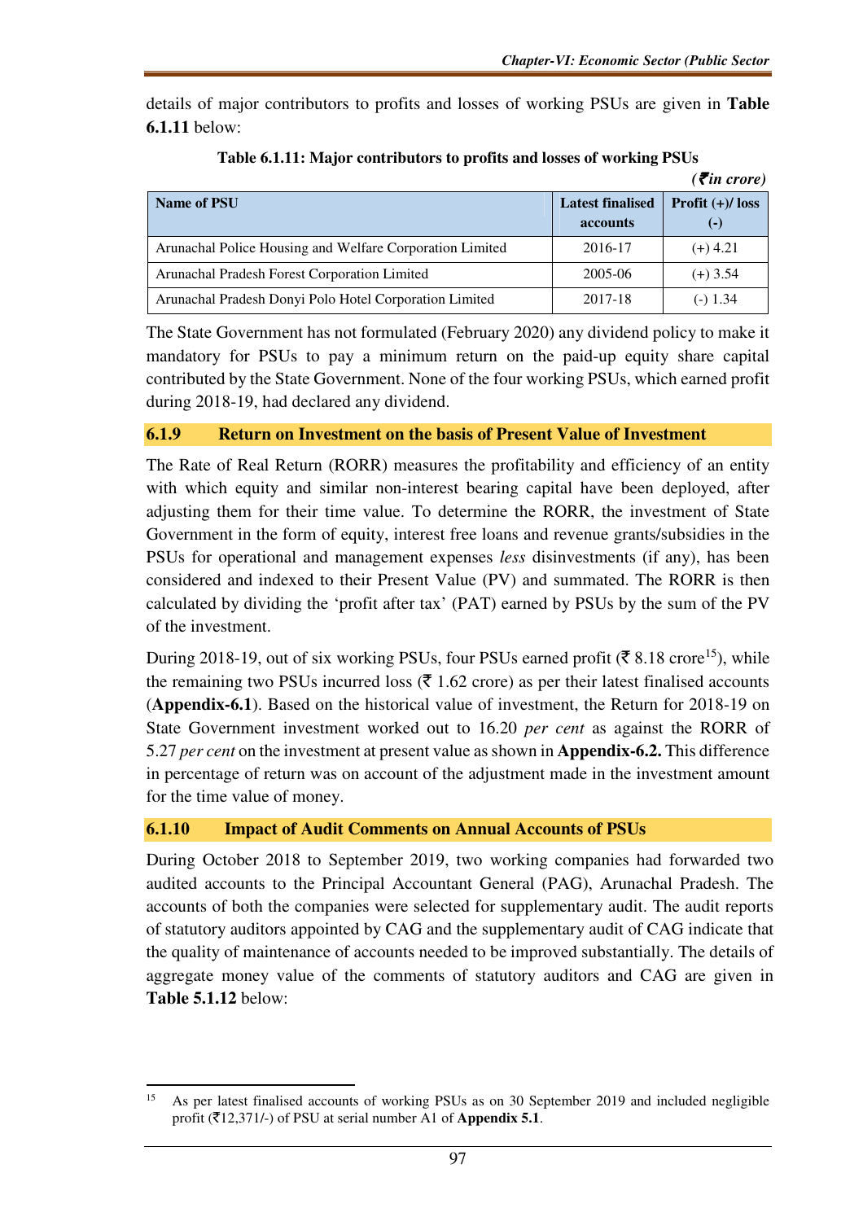details of major contributors to profits and losses of working PSUs are given in **Table 6.1.11** below:

**Table 6.1.11: Major contributors to profits and losses of working PSUs**

*(₹in crore)*

| Name of PSU | Latest finalised accounts | Profit (+)/ loss (-) |
|---|---|---|
| Arunachal Police Housing and Welfare Corporation Limited | 2016-17 | (+) 4.21 |
| Arunachal Pradesh Forest Corporation Limited | 2005-06 | (+) 3.54 |
| Arunachal Pradesh Donyi Polo Hotel Corporation Limited | 2017-18 | (-) 1.34 |

The State Government has not formulated (February 2020) any dividend policy to make it mandatory for PSUs to pay a minimum return on the paid-up equity share capital contributed by the State Government. None of the four working PSUs, which earned profit during 2018-19, had declared any dividend.

### 6.1.9 Return on Investment on the basis of Present Value of Investment

The Rate of Real Return (RORR) measures the profitability and efficiency of an entity with which equity and similar non-interest bearing capital have been deployed, after adjusting them for their time value. To determine the RORR, the investment of State Government in the form of equity, interest free loans and revenue grants/subsidies in the PSUs for operational and management expenses *less* disinvestments (if any), has been considered and indexed to their Present Value (PV) and summated. The RORR is then calculated by dividing the 'profit after tax' (PAT) earned by PSUs by the sum of the PV of the investment.

During 2018-19, out of six working PSUs, four PSUs earned profit (₹ 8.18 crore[15]), while the remaining two PSUs incurred loss (₹ 1.62 crore) as per their latest finalised accounts (**Appendix-6.1**). Based on the historical value of investment, the Return for 2018-19 on State Government investment worked out to 16.20 *per cent* as against the RORR of 5.27 *per cent* on the investment at present value as shown in **Appendix-6.2.** This difference in percentage of return was on account of the adjustment made in the investment amount for the time value of money.

### 6.1.10 Impact of Audit Comments on Annual Accounts of PSUs

During October 2018 to September 2019, two working companies had forwarded two audited accounts to the Principal Accountant General (PAG), Arunachal Pradesh. The accounts of both the companies were selected for supplementary audit. The audit reports of statutory auditors appointed by CAG and the supplementary audit of CAG indicate that the quality of maintenance of accounts needed to be improved substantially. The details of aggregate money value of the comments of statutory auditors and CAG are given in **Table 5.1.12** below:

---

[15] As per latest finalised accounts of working PSUs as on 30 September 2019 and included negligible profit (₹12,371/-) of PSU at serial number A1 of **Appendix 5.1**.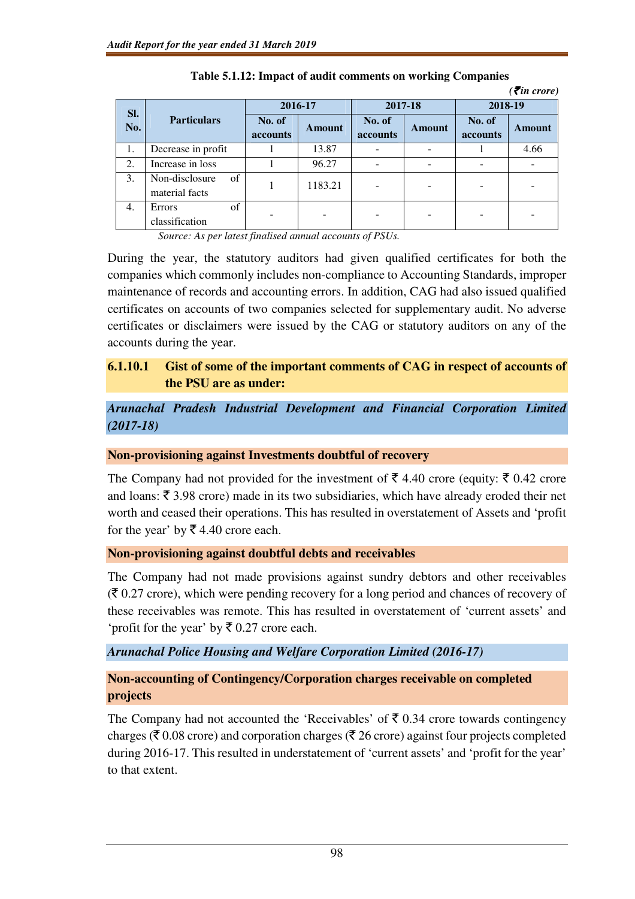**Table 5.1.12: Impact of audit comments on working Companies**

*(₹ in crore)*

| Sl. No. | Particulars | 2016-17 | | 2017-18 | | 2018-19 | |
|---|---|---|---|---|---|---|---|
| | | No. of accounts | Amount | No. of accounts | Amount | No. of accounts | Amount |
| 1. | Decrease in profit | 1 | 13.87 | - | - | 1 | 4.66 |
| 2. | Increase in loss | 1 | 96.27 | - | - | - | - |
| 3. | Non-disclosure of material facts | 1 | 1183.21 | - | - | - | - |
| 4. | Errors of classification | - | - | - | - | - | - |

*Source: As per latest finalised annual accounts of PSUs.*

During the year, the statutory auditors had given qualified certificates for both the companies which commonly includes non-compliance to Accounting Standards, improper maintenance of records and accounting errors. In addition, CAG had also issued qualified certificates on accounts of two companies selected for supplementary audit. No adverse certificates or disclaimers were issued by the CAG or statutory auditors on any of the accounts during the year.

### 6.1.10.1 Gist of some of the important comments of CAG in respect of accounts of the PSU are as under:

***Arunachal Pradesh Industrial Development and Financial Corporation Limited (2017-18)***

**Non-provisioning against Investments doubtful of recovery**

The Company had not provided for the investment of ₹ 4.40 crore (equity: ₹ 0.42 crore and loans: ₹ 3.98 crore) made in its two subsidiaries, which have already eroded their net worth and ceased their operations. This has resulted in overstatement of Assets and 'profit for the year' by ₹ 4.40 crore each.

**Non-provisioning against doubtful debts and receivables**

The Company had not made provisions against sundry debtors and other receivables (₹ 0.27 crore), which were pending recovery for a long period and chances of recovery of these receivables was remote. This has resulted in overstatement of 'current assets' and 'profit for the year' by ₹ 0.27 crore each.

***Arunachal Police Housing and Welfare Corporation Limited (2016-17)***

**Non-accounting of Contingency/Corporation charges receivable on completed projects**

The Company had not accounted the 'Receivables' of ₹ 0.34 crore towards contingency charges (₹ 0.08 crore) and corporation charges (₹ 26 crore) against four projects completed during 2016-17. This resulted in understatement of 'current assets' and 'profit for the year' to that extent.